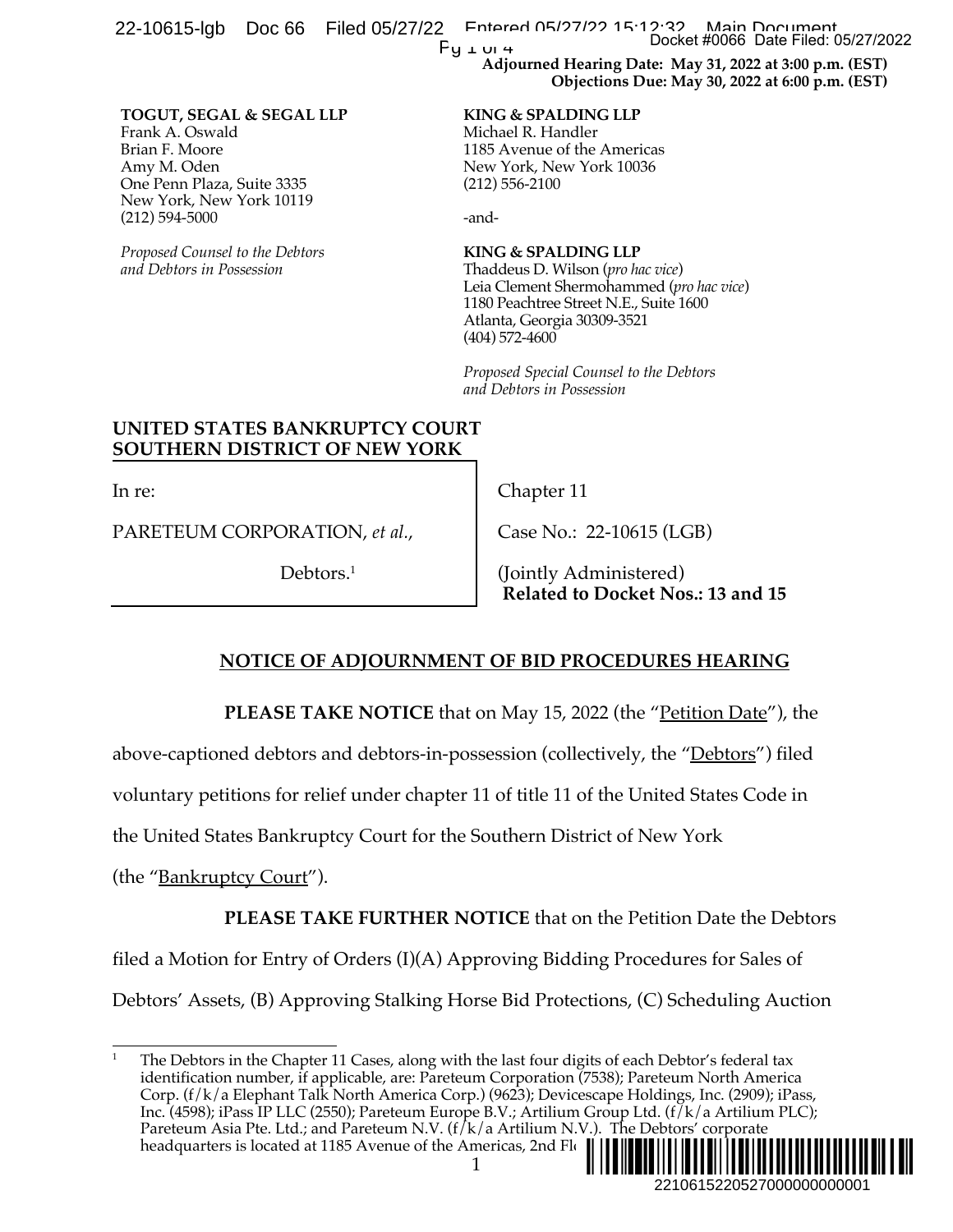**Adjourned Hearing Date: May 31, 2022 at 3:00 p.m. (EST)**
**Objections Due: May 30, 2022 at 6:00 p.m. (EST)**

**TOGUT, SEGAL & SEGAL LLP**
Frank A. Oswald
Brian F. Moore
Amy M. Oden
One Penn Plaza, Suite 3335
New York, New York 10119
(212) 594-5000

*Proposed Counsel to the Debtors and Debtors in Possession*

**KING & SPALDING LLP**
Michael R. Handler
1185 Avenue of the Americas
New York, New York 10036
(212) 556-2100

-and-

**KING & SPALDING LLP**
Thaddeus D. Wilson (*pro hac vice*)
Leia Clement Shermohammed (*pro hac vice*)
1180 Peachtree Street N.E., Suite 1600
Atlanta, Georgia 30309-3521
(404) 572-4600

*Proposed Special Counsel to the Debtors and Debtors in Possession*

**UNITED STATES BANKRUPTCY COURT**
**SOUTHERN DISTRICT OF NEW YORK**

| | |
|---|---|
| In re: | Chapter 11 |
| PARETEUM CORPORATION, *et al.*, | Case No.: 22-10615 (LGB) |
| Debtors.[1] | (Jointly Administered) **Related to Docket Nos.: 13 and 15** |

## NOTICE OF ADJOURNMENT OF BID PROCEDURES HEARING

**PLEASE TAKE NOTICE** that on May 15, 2022 (the "Petition Date"), the above-captioned debtors and debtors-in-possession (collectively, the "Debtors") filed voluntary petitions for relief under chapter 11 of title 11 of the United States Code in the United States Bankruptcy Court for the Southern District of New York (the "Bankruptcy Court").

**PLEASE TAKE FURTHER NOTICE** that on the Petition Date the Debtors filed a Motion for Entry of Orders (I)(A) Approving Bidding Procedures for Sales of Debtors' Assets, (B) Approving Stalking Horse Bid Protections, (C) Scheduling Auction

[1] The Debtors in the Chapter 11 Cases, along with the last four digits of each Debtor's federal tax identification number, if applicable, are: Pareteum Corporation (7538); Pareteum North America Corp. (f/k/a Elephant Talk North America Corp.) (9623); Devicescape Holdings, Inc. (2909); iPass, Inc. (4598); iPass IP LLC (2550); Pareteum Europe B.V.; Artilium Group Ltd. (f/k/a Artilium PLC); Pareteum Asia Pte. Ltd.; and Pareteum N.V. (f/k/a Artilium N.V.). The Debtors' corporate headquarters is located at 1185 Avenue of the Americas, 2nd Fl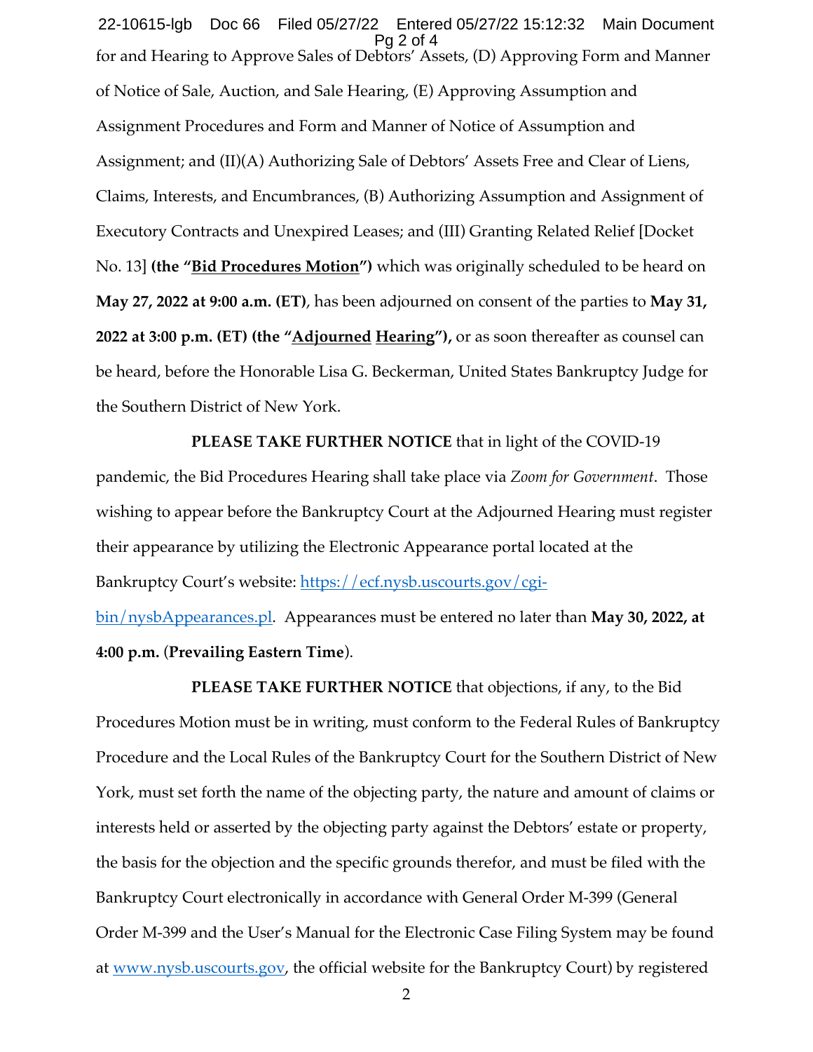for and Hearing to Approve Sales of Debtors' Assets, (D) Approving Form and Manner of Notice of Sale, Auction, and Sale Hearing, (E) Approving Assumption and Assignment Procedures and Form and Manner of Notice of Assumption and Assignment; and (II)(A) Authorizing Sale of Debtors' Assets Free and Clear of Liens, Claims, Interests, and Encumbrances, (B) Authorizing Assumption and Assignment of Executory Contracts and Unexpired Leases; and (III) Granting Related Relief [Docket No. 13] **(the "Bid Procedures Motion")** which was originally scheduled to be heard on **May 27, 2022 at 9:00 a.m. (ET)**, has been adjourned on consent of the parties to **May 31, 2022 at 3:00 p.m. (ET) (the "Adjourned Hearing"),** or as soon thereafter as counsel can be heard, before the Honorable Lisa G. Beckerman, United States Bankruptcy Judge for the Southern District of New York.

**PLEASE TAKE FURTHER NOTICE** that in light of the COVID-19 pandemic, the Bid Procedures Hearing shall take place via *Zoom for Government*. Those wishing to appear before the Bankruptcy Court at the Adjourned Hearing must register their appearance by utilizing the Electronic Appearance portal located at the Bankruptcy Court's website: https://ecf.nysb.uscourts.gov/cgi-bin/nysbAppearances.pl. Appearances must be entered no later than **May 30, 2022, at 4:00 p.m.** (**Prevailing Eastern Time**).

**PLEASE TAKE FURTHER NOTICE** that objections, if any, to the Bid Procedures Motion must be in writing, must conform to the Federal Rules of Bankruptcy Procedure and the Local Rules of the Bankruptcy Court for the Southern District of New York, must set forth the name of the objecting party, the nature and amount of claims or interests held or asserted by the objecting party against the Debtors' estate or property, the basis for the objection and the specific grounds therefor, and must be filed with the Bankruptcy Court electronically in accordance with General Order M-399 (General Order M-399 and the User's Manual for the Electronic Case Filing System may be found at www.nysb.uscourts.gov, the official website for the Bankruptcy Court) by registered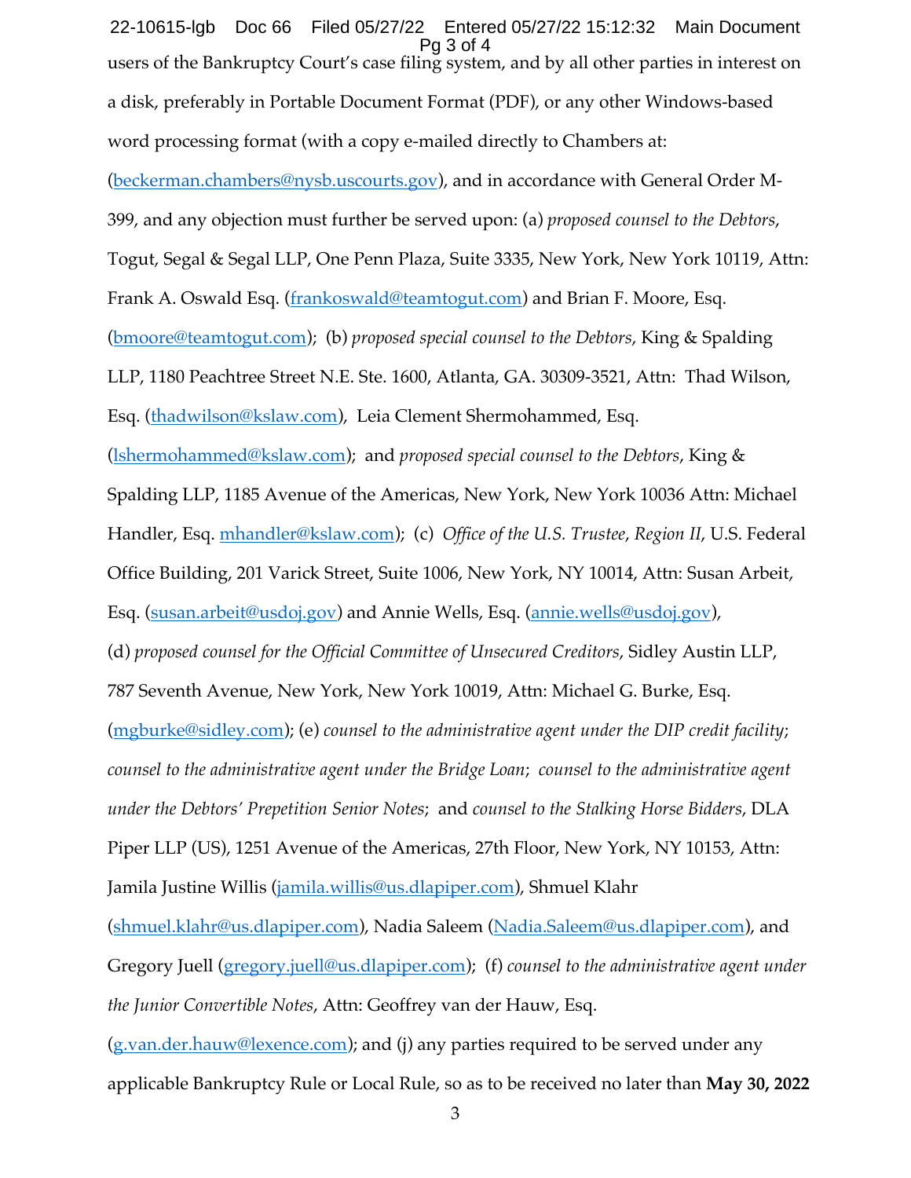users of the Bankruptcy Court's case filing system, and by all other parties in interest on a disk, preferably in Portable Document Format (PDF), or any other Windows-based word processing format (with a copy e-mailed directly to Chambers at: (beckerman.chambers@nysb.uscourts.gov), and in accordance with General Order M-399, and any objection must further be served upon: (a) *proposed counsel to the Debtors*, Togut, Segal & Segal LLP, One Penn Plaza, Suite 3335, New York, New York 10119, Attn: Frank A. Oswald Esq. (frankoswald@teamtogut.com) and Brian F. Moore, Esq. (bmoore@teamtogut.com); (b) *proposed special counsel to the Debtors*, King & Spalding LLP, 1180 Peachtree Street N.E. Ste. 1600, Atlanta, GA. 30309-3521, Attn: Thad Wilson, Esq. (thadwilson@kslaw.com), Leia Clement Shermohammed, Esq. (lshermohammed@kslaw.com); and *proposed special counsel to the Debtors*, King & Spalding LLP, 1185 Avenue of the Americas, New York, New York 10036 Attn: Michael Handler, Esq. mhandler@kslaw.com); (c) *Office of the U.S. Trustee*, *Region II*, U.S. Federal Office Building, 201 Varick Street, Suite 1006, New York, NY 10014, Attn: Susan Arbeit, Esq. (susan.arbeit@usdoj.gov) and Annie Wells, Esq. (annie.wells@usdoj.gov), (d) *proposed counsel for the Official Committee of Unsecured Creditors*, Sidley Austin LLP, 787 Seventh Avenue, New York, New York 10019, Attn: Michael G. Burke, Esq. (mgburke@sidley.com); (e) *counsel to the administrative agent under the DIP credit facility*; *counsel to the administrative agent under the Bridge Loan*; *counsel to the administrative agent under the Debtors' Prepetition Senior Notes*; and *counsel to the Stalking Horse Bidders*, DLA Piper LLP (US), 1251 Avenue of the Americas, 27th Floor, New York, NY 10153, Attn: Jamila Justine Willis (jamila.willis@us.dlapiper.com), Shmuel Klahr (shmuel.klahr@us.dlapiper.com), Nadia Saleem (Nadia.Saleem@us.dlapiper.com), and Gregory Juell (gregory.juell@us.dlapiper.com); (f) *counsel to the administrative agent under the Junior Convertible Notes*, Attn: Geoffrey van der Hauw, Esq. (g.van.der.hauw@lexence.com); and (j) any parties required to be served under any applicable Bankruptcy Rule or Local Rule, so as to be received no later than **May 30, 2022**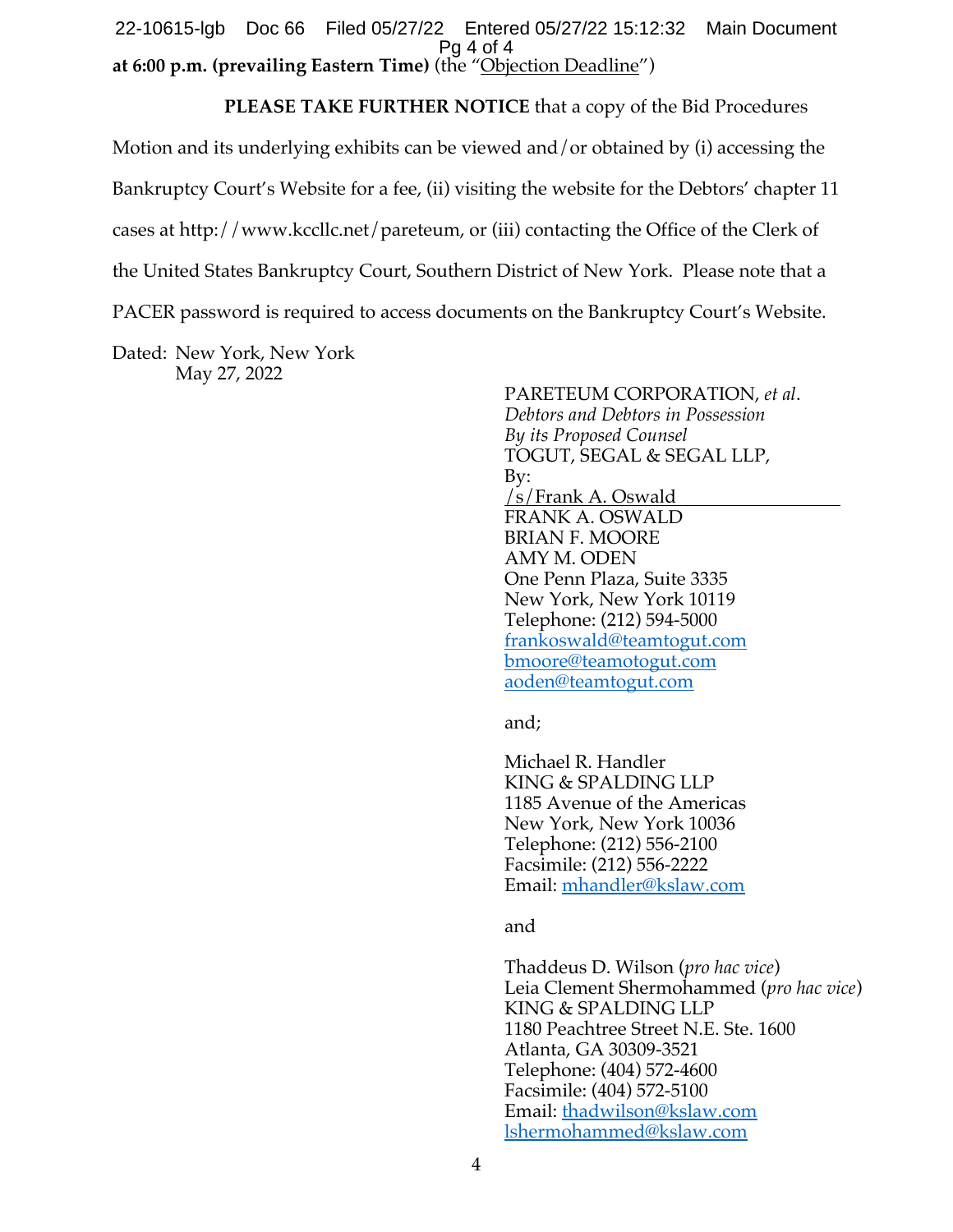**at 6:00 p.m. (prevailing Eastern Time)** (the "Objection Deadline")

**PLEASE TAKE FURTHER NOTICE** that a copy of the Bid Procedures Motion and its underlying exhibits can be viewed and/or obtained by (i) accessing the Bankruptcy Court's Website for a fee, (ii) visiting the website for the Debtors' chapter 11 cases at http://www.kccllc.net/pareteum, or (iii) contacting the Office of the Clerk of the United States Bankruptcy Court, Southern District of New York. Please note that a PACER password is required to access documents on the Bankruptcy Court's Website.

Dated: New York, New York
May 27, 2022

PARETEUM CORPORATION, *et al*.
*Debtors and Debtors in Possession*
*By its Proposed Counsel*
TOGUT, SEGAL & SEGAL LLP,
By:
/s/Frank A. Oswald
FRANK A. OSWALD
BRIAN F. MOORE
AMY M. ODEN
One Penn Plaza, Suite 3335
New York, New York 10119
Telephone: (212) 594-5000
frankoswald@teamtogut.com
bmoore@teamotogut.com
aoden@teamtogut.com

and;

Michael R. Handler
KING & SPALDING LLP
1185 Avenue of the Americas
New York, New York 10036
Telephone: (212) 556-2100
Facsimile: (212) 556-2222
Email: mhandler@kslaw.com

and

Thaddeus D. Wilson (*pro hac vice*)
Leia Clement Shermohammed (*pro hac vice*)
KING & SPALDING LLP
1180 Peachtree Street N.E. Ste. 1600
Atlanta, GA 30309-3521
Telephone: (404) 572-4600
Facsimile: (404) 572-5100
Email: thadwilson@kslaw.com
lshermohammed@kslaw.com